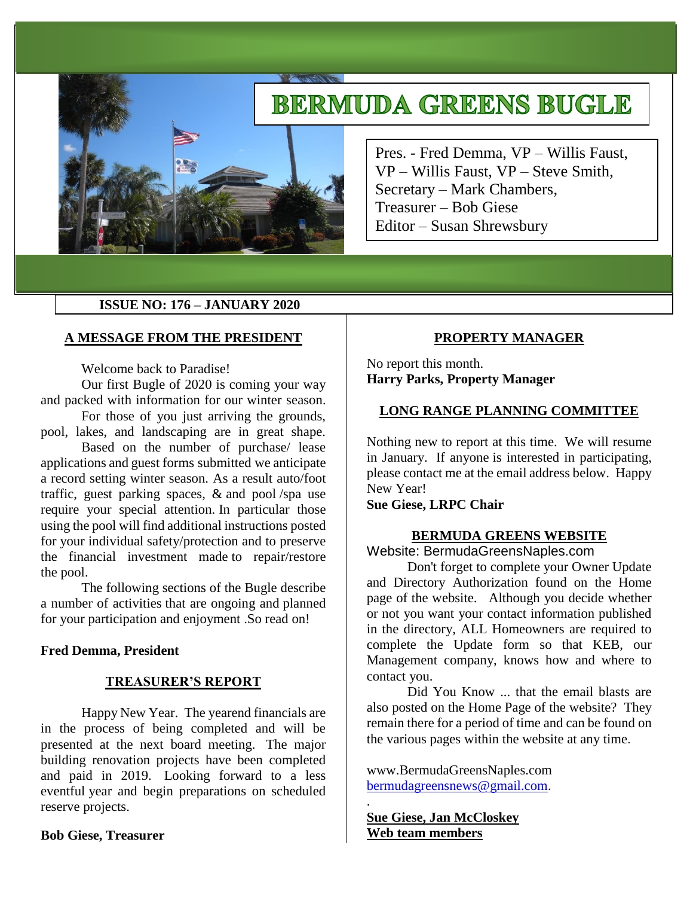# BERMUDA GREENS BUGLE

Pres. - Fred Demma, VP – Willis Faust, VP – Willis Faust, VP – Steve Smith, Secretary – Mark Chambers, Treasurer – Bob Giese Editor – Susan Shrewsbury

**ISSUE NO: 176 – JANUARY 2020**

## A MESSAGE FROM THE PRESIDENT

Welcome back to Paradise!

Our first Bugle of 2020 is coming your way and packed with information for our winter season.

For those of you just arriving the grounds, pool, lakes, and landscaping are in great shape.

Based on the number of purchase/ lease applications and guest forms submitted we anticipate a record setting winter season. As a result auto/foot traffic, guest parking spaces, & and pool /spa use require your special attention. In particular those using the pool will find additional instructions posted for your individual safety/protection and to preserve the financial investment made to repair/restore the pool.

The following sections of the Bugle describe a number of activities that are ongoing and planned for your participation and enjoyment .So read on!

**Fred Demma, President**

## TREASURER'S REPORT

Happy New Year. The yearend financials are in the process of being completed and will be presented at the next board meeting. The major building renovation projects have been completed and paid in 2019. Looking forward to a less eventful year and begin preparations on scheduled reserve projects.

**Bob Giese, Treasurer**

## PROPERTY MANAGER

No report this month.
**Harry Parks, Property Manager**

## LONG RANGE PLANNING COMMITTEE

Nothing new to report at this time. We will resume in January. If anyone is interested in participating, please contact me at the email address below. Happy New Year!

**Sue Giese, LRPC Chair**

## BERMUDA GREENS WEBSITE

Website: BermudaGreensNaples.com

Don't forget to complete your Owner Update and Directory Authorization found on the Home page of the website. Although you decide whether or not you want your contact information published in the directory, ALL Homeowners are required to complete the Update form so that KEB, our Management company, knows how and where to contact you.

Did You Know ... that the email blasts are also posted on the Home Page of the website? They remain there for a period of time and can be found on the various pages within the website at any time.

www.BermudaGreensNaples.com
bermudagreensnews@gmail.com.

.

**Sue Giese, Jan McCloskey**
**Web team members**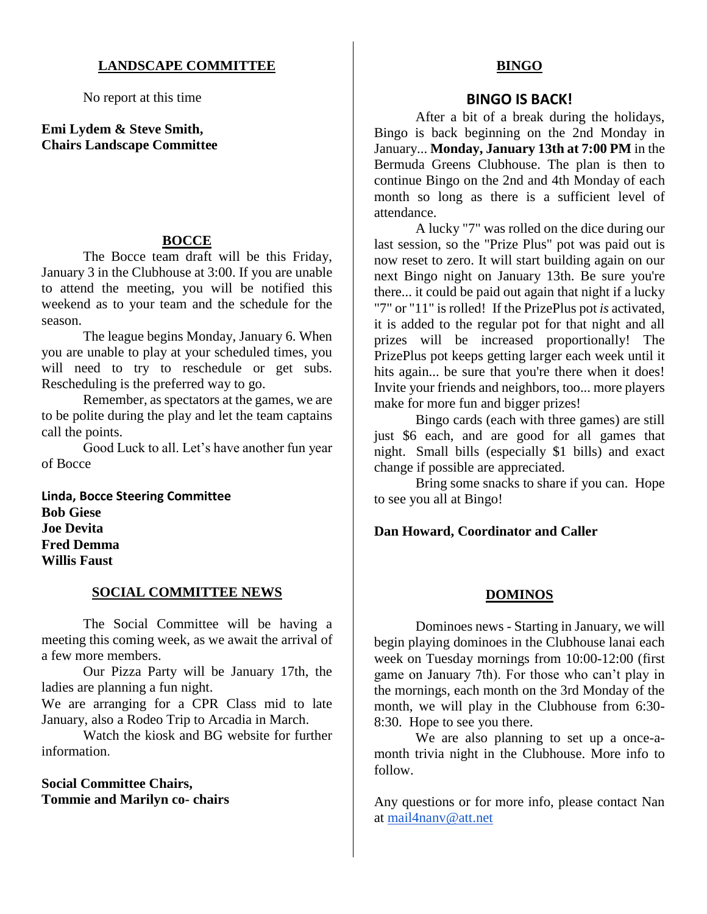## LANDSCAPE COMMITTEE

No report at this time

**Emi Lydem & Steve Smith,**
**Chairs Landscape Committee**

## BOCCE

The Bocce team draft will be this Friday, January 3 in the Clubhouse at 3:00. If you are unable to attend the meeting, you will be notified this weekend as to your team and the schedule for the season.

The league begins Monday, January 6. When you are unable to play at your scheduled times, you will need to try to reschedule or get subs. Rescheduling is the preferred way to go.

Remember, as spectators at the games, we are to be polite during the play and let the team captains call the points.

Good Luck to all. Let's have another fun year of Bocce

**Linda, Bocce Steering Committee**
**Bob Giese**
**Joe Devita**
**Fred Demma**
**Willis Faust**

## SOCIAL COMMITTEE NEWS

The Social Committee will be having a meeting this coming week, as we await the arrival of a few more members.

Our Pizza Party will be January 17th, the ladies are planning a fun night.

We are arranging for a CPR Class mid to late January, also a Rodeo Trip to Arcadia in March.

Watch the kiosk and BG website for further information.

**Social Committee Chairs,**
**Tommie and Marilyn co- chairs**

## BINGO

### BINGO IS BACK!

After a bit of a break during the holidays, Bingo is back beginning on the 2nd Monday in January... **Monday, January 13th at 7:00 PM** in the Bermuda Greens Clubhouse. The plan is then to continue Bingo on the 2nd and 4th Monday of each month so long as there is a sufficient level of attendance.

A lucky "7" was rolled on the dice during our last session, so the "Prize Plus" pot was paid out is now reset to zero. It will start building again on our next Bingo night on January 13th. Be sure you're there... it could be paid out again that night if a lucky "7" or "11" is rolled! If the PrizePlus pot *is* activated, it is added to the regular pot for that night and all prizes will be increased proportionally! The PrizePlus pot keeps getting larger each week until it hits again... be sure that you're there when it does! Invite your friends and neighbors, too... more players make for more fun and bigger prizes!

Bingo cards (each with three games) are still just $6 each, and are good for all games that night. Small bills (especially $1 bills) and exact change if possible are appreciated.

Bring some snacks to share if you can. Hope to see you all at Bingo!

**Dan Howard, Coordinator and Caller**

## DOMINOS

Dominoes news - Starting in January, we will begin playing dominoes in the Clubhouse lanai each week on Tuesday mornings from 10:00-12:00 (first game on January 7th). For those who can't play in the mornings, each month on the 3rd Monday of the month, we will play in the Clubhouse from 6:30-8:30. Hope to see you there.

We are also planning to set up a once-a-month trivia night in the Clubhouse. More info to follow.

Any questions or for more info, please contact Nan at mail4nanv@att.net